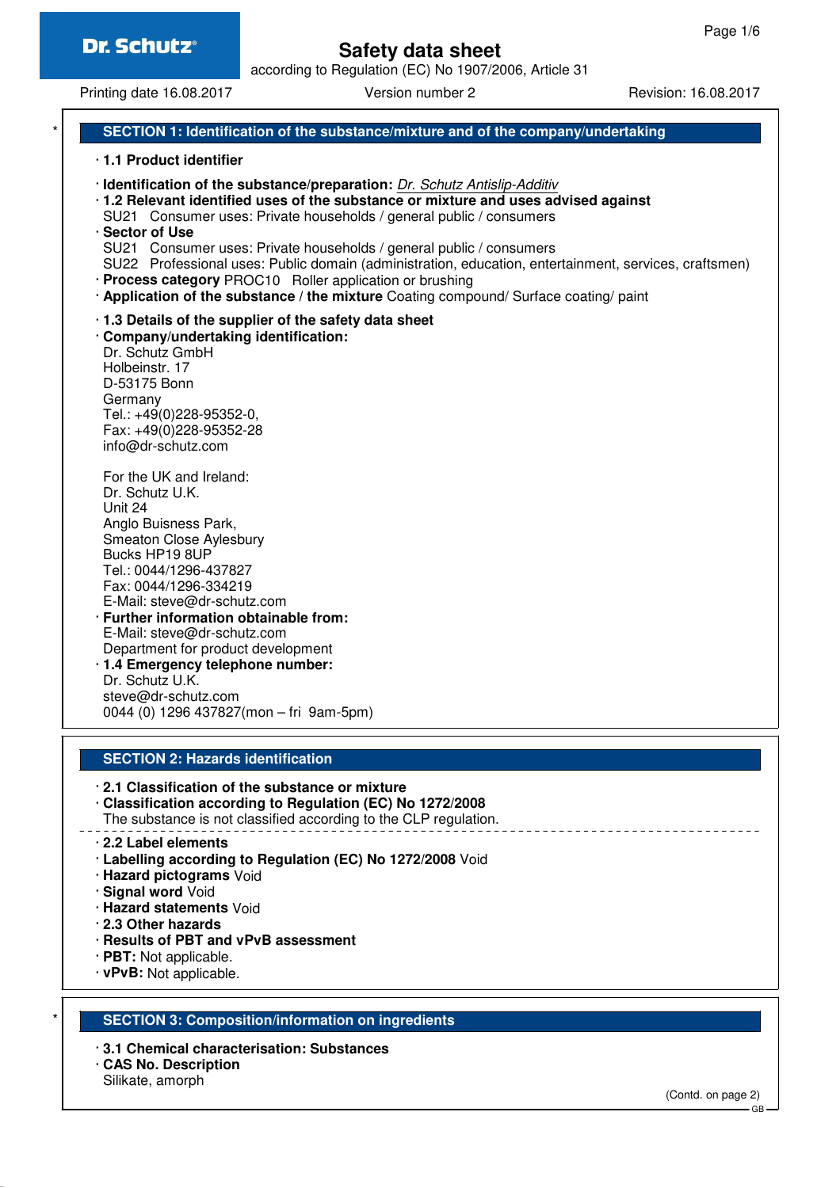# Safety data sheet

according to Regulation (EC) No 1907/2006, Article 31

Printing date 16.08.2017 Version number 2 Revision: 16.08.2017

## SECTION 1: Identification of the substance/mixture and of the company/undertaking

· **1.1 Product identifier**

· **Identification of the substance/preparation:** *Dr. Schutz Antislip-Additiv*

· **1.2 Relevant identified uses of the substance or mixture and uses advised against**
SU21 Consumer uses: Private households / general public / consumers

· **Sector of Use**
SU21 Consumer uses: Private households / general public / consumers
SU22 Professional uses: Public domain (administration, education, entertainment, services, craftsmen)

· **Process category** PROC10 Roller application or brushing

· **Application of the substance / the mixture** Coating compound/ Surface coating/ paint

· **1.3 Details of the supplier of the safety data sheet**

· **Company/undertaking identification:**
Dr. Schutz GmbH
Holbeinstr. 17
D-53175 Bonn
Germany
Tel.: +49(0)228-95352-0,
Fax: +49(0)228-95352-28
info@dr-schutz.com

For the UK and Ireland:
Dr. Schutz U.K.
Unit 24
Anglo Buisness Park,
Smeaton Close Aylesbury
Bucks HP19 8UP
Tel.: 0044/1296-437827
Fax: 0044/1296-334219
E-Mail: steve@dr-schutz.com

· **Further information obtainable from:**
E-Mail: steve@dr-schutz.com
Department for product development

· **1.4 Emergency telephone number:**
Dr. Schutz U.K.
steve@dr-schutz.com
0044 (0) 1296 437827(mon – fri 9am-5pm)

## SECTION 2: Hazards identification

· **2.1 Classification of the substance or mixture**

· **Classification according to Regulation (EC) No 1272/2008**
The substance is not classified according to the CLP regulation.

· **2.2 Label elements**

· **Labelling according to Regulation (EC) No 1272/2008** Void

· **Hazard pictograms** Void

· **Signal word** Void

· **Hazard statements** Void

· **2.3 Other hazards**

· **Results of PBT and vPvB assessment**

· **PBT:** Not applicable.

· **vPvB:** Not applicable.

## SECTION 3: Composition/information on ingredients

· **3.1 Chemical characterisation: Substances**

· **CAS No. Description**
Silikate, amorph

(Contd. on page 2)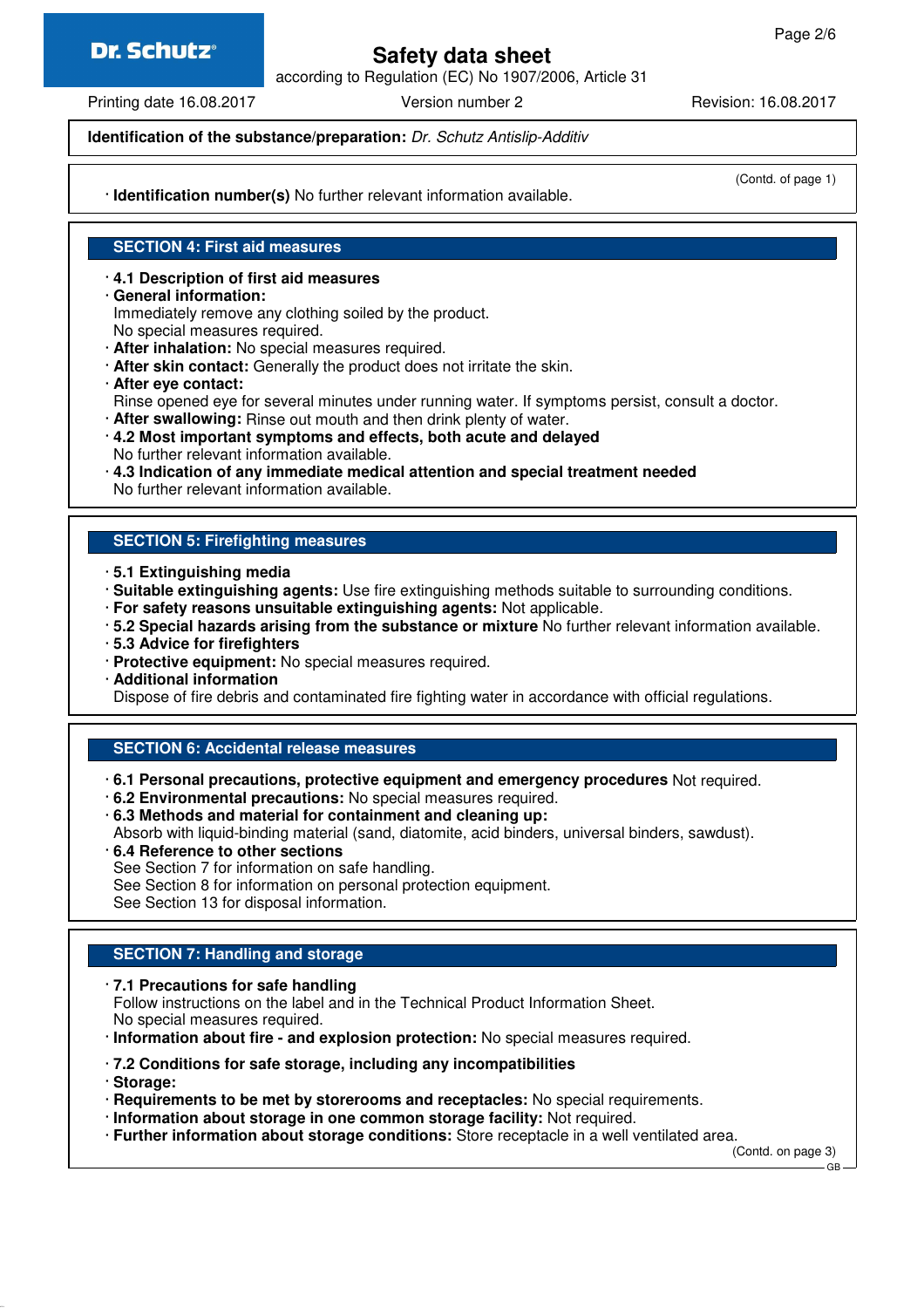**Identification of the substance/preparation:** *Dr. Schutz Antislip-Additiv*

(Contd. of page 1)

· **Identification number(s)** No further relevant information available.

## SECTION 4: First aid measures

· **4.1 Description of first aid measures**
· **General information:**
Immediately remove any clothing soiled by the product.
No special measures required.
· **After inhalation:** No special measures required.
· **After skin contact:** Generally the product does not irritate the skin.
· **After eye contact:**
Rinse opened eye for several minutes under running water. If symptoms persist, consult a doctor.
· **After swallowing:** Rinse out mouth and then drink plenty of water.
· **4.2 Most important symptoms and effects, both acute and delayed**
No further relevant information available.
· **4.3 Indication of any immediate medical attention and special treatment needed**
No further relevant information available.

## SECTION 5: Firefighting measures

· **5.1 Extinguishing media**
· **Suitable extinguishing agents:** Use fire extinguishing methods suitable to surrounding conditions.
· **For safety reasons unsuitable extinguishing agents:** Not applicable.
· **5.2 Special hazards arising from the substance or mixture** No further relevant information available.
· **5.3 Advice for firefighters**
· **Protective equipment:** No special measures required.
· **Additional information**
Dispose of fire debris and contaminated fire fighting water in accordance with official regulations.

## SECTION 6: Accidental release measures

· **6.1 Personal precautions, protective equipment and emergency procedures** Not required.
· **6.2 Environmental precautions:** No special measures required.
· **6.3 Methods and material for containment and cleaning up:**
Absorb with liquid-binding material (sand, diatomite, acid binders, universal binders, sawdust).
· **6.4 Reference to other sections**
See Section 7 for information on safe handling.
See Section 8 for information on personal protection equipment.
See Section 13 for disposal information.

## SECTION 7: Handling and storage

· **7.1 Precautions for safe handling**
Follow instructions on the label and in the Technical Product Information Sheet.
No special measures required.
· **Information about fire - and explosion protection:** No special measures required.

· **7.2 Conditions for safe storage, including any incompatibilities**
· **Storage:**
· **Requirements to be met by storerooms and receptacles:** No special requirements.
· **Information about storage in one common storage facility:** Not required.
· **Further information about storage conditions:** Store receptacle in a well ventilated area.

(Contd. on page 3)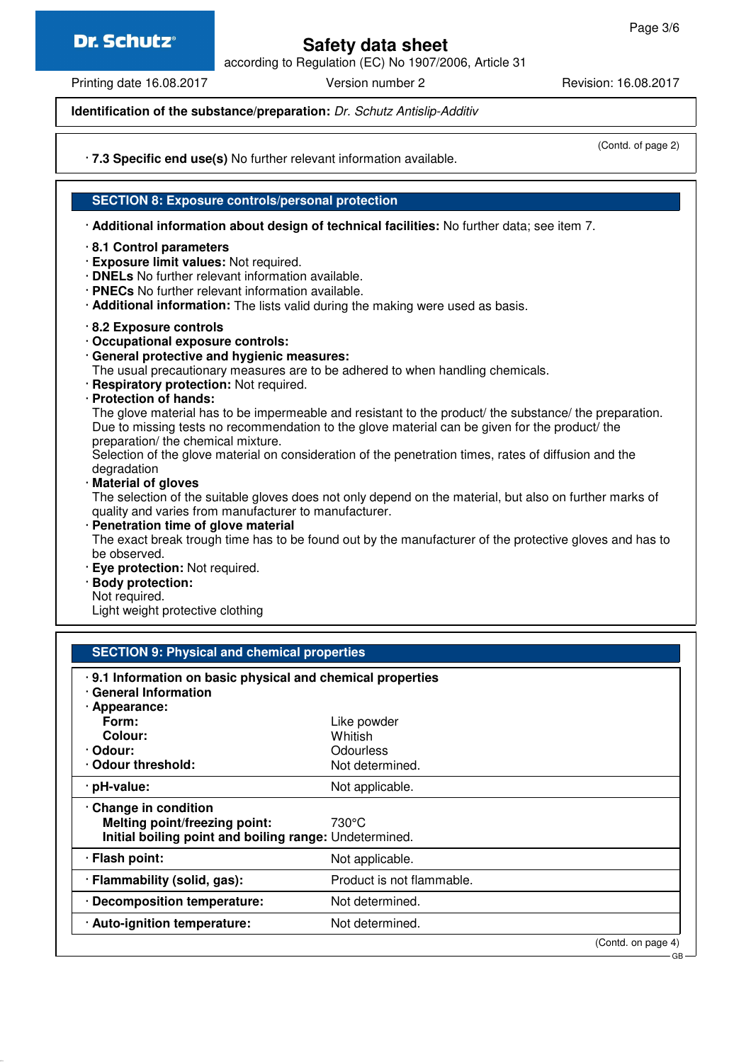**Identification of the substance/preparation:** *Dr. Schutz Antislip-Additiv*

(Contd. of page 2)

· **7.3 Specific end use(s)** No further relevant information available.

## SECTION 8: Exposure controls/personal protection

· **Additional information about design of technical facilities:** No further data; see item 7.

· **8.1 Control parameters**
· **Exposure limit values:** Not required.
· **DNELs** No further relevant information available.
· **PNECs** No further relevant information available.
· **Additional information:** The lists valid during the making were used as basis.

· **8.2 Exposure controls**
· **Occupational exposure controls:**
· **General protective and hygienic measures:**
The usual precautionary measures are to be adhered to when handling chemicals.
· **Respiratory protection:** Not required.
· **Protection of hands:**
The glove material has to be impermeable and resistant to the product/ the substance/ the preparation.
Due to missing tests no recommendation to the glove material can be given for the product/ the preparation/ the chemical mixture.
Selection of the glove material on consideration of the penetration times, rates of diffusion and the degradation
· **Material of gloves**
The selection of the suitable gloves does not only depend on the material, but also on further marks of quality and varies from manufacturer to manufacturer.
· **Penetration time of glove material**
The exact break trough time has to be found out by the manufacturer of the protective gloves and has to be observed.
· **Eye protection:** Not required.
· **Body protection:**
Not required.
Light weight protective clothing

## SECTION 9: Physical and chemical properties

· **9.1 Information on basic physical and chemical properties**
· **General Information**
· **Appearance:**

| | |
|---|---|
| **Form:** | Like powder |
| **Colour:** | Whitish |
| · **Odour:** | Odourless |
| · **Odour threshold:** | Not determined. |
| · **pH-value:** | Not applicable. |
| · **Change in condition** | |
| **Melting point/freezing point:** | 730°C |
| **Initial boiling point and boiling range:** | Undetermined. |
| · **Flash point:** | Not applicable. |
| · **Flammability (solid, gas):** | Product is not flammable. |
| · **Decomposition temperature:** | Not determined. |
| · **Auto-ignition temperature:** | Not determined. |

(Contd. on page 4)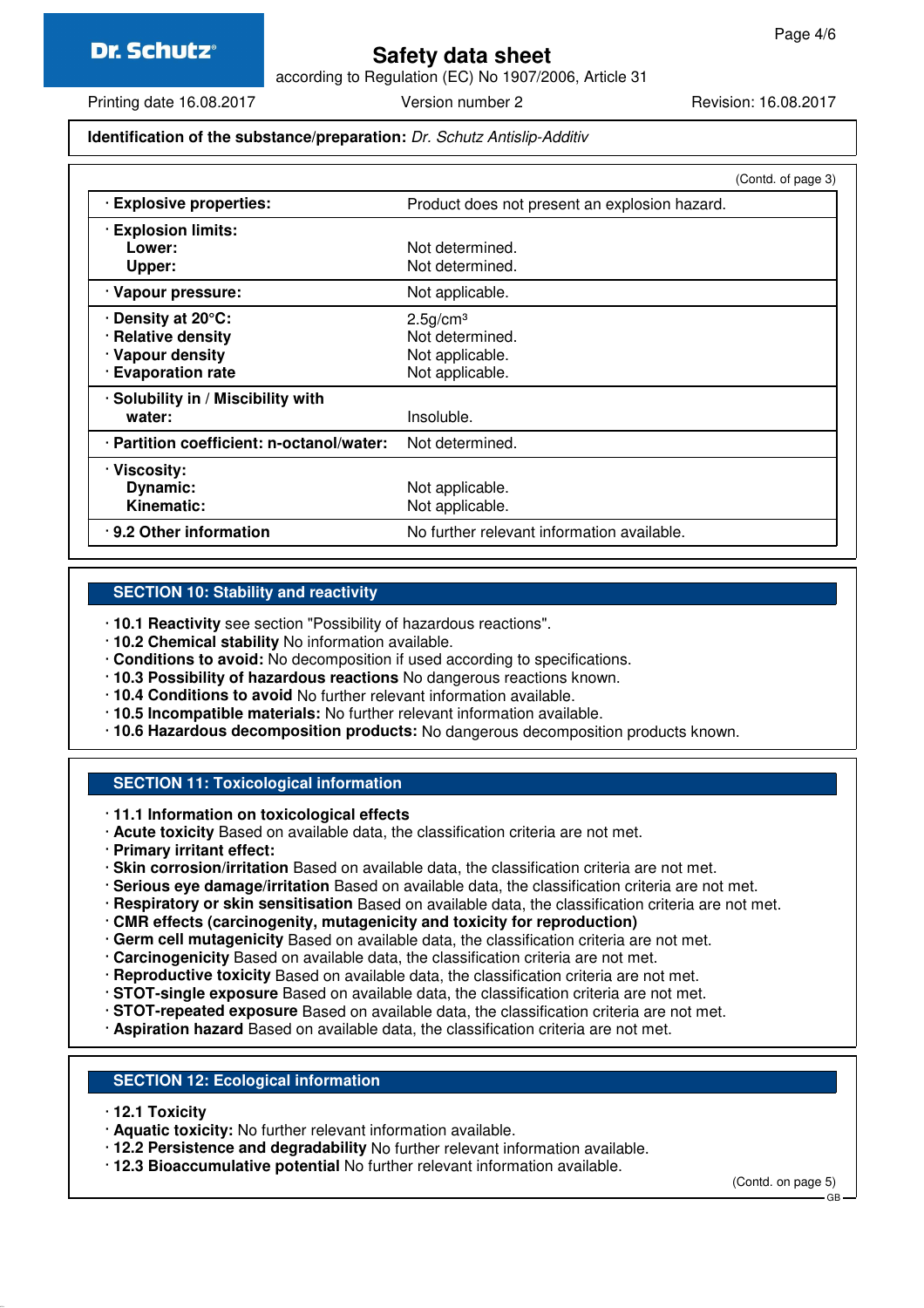**Identification of the substance/preparation:** *Dr. Schutz Antislip-Additiv*

(Contd. of page 3)

| | |
|---|---|
| · **Explosive properties:** | Product does not present an explosion hazard. |
| · **Explosion limits:** | |
| **Lower:** | Not determined. |
| **Upper:** | Not determined. |
| · **Vapour pressure:** | Not applicable. |
| · **Density at 20°C:** | $2.5 g/cm^3$ |
| · **Relative density** | Not determined. |
| · **Vapour density** | Not applicable. |
| · **Evaporation rate** | Not applicable. |
| · **Solubility in / Miscibility with water:** | Insoluble. |
| · **Partition coefficient: n-octanol/water:** | Not determined. |
| · **Viscosity:** | |
| **Dynamic:** | Not applicable. |
| **Kinematic:** | Not applicable. |
| · **9.2 Other information** | No further relevant information available. |

## SECTION 10: Stability and reactivity

- · **10.1 Reactivity** see section "Possibility of hazardous reactions".
- · **10.2 Chemical stability** No information available.
- · **Conditions to avoid:** No decomposition if used according to specifications.
- · **10.3 Possibility of hazardous reactions** No dangerous reactions known.
- · **10.4 Conditions to avoid** No further relevant information available.
- · **10.5 Incompatible materials:** No further relevant information available.
- · **10.6 Hazardous decomposition products:** No dangerous decomposition products known.

## SECTION 11: Toxicological information

- · **11.1 Information on toxicological effects**
- · **Acute toxicity** Based on available data, the classification criteria are not met.
- · **Primary irritant effect:**
- · **Skin corrosion/irritation** Based on available data, the classification criteria are not met.
- · **Serious eye damage/irritation** Based on available data, the classification criteria are not met.
- · **Respiratory or skin sensitisation** Based on available data, the classification criteria are not met.
- · **CMR effects (carcinogenity, mutagenicity and toxicity for reproduction)**
- · **Germ cell mutagenicity** Based on available data, the classification criteria are not met.
- · **Carcinogenicity** Based on available data, the classification criteria are not met.
- · **Reproductive toxicity** Based on available data, the classification criteria are not met.
- · **STOT-single exposure** Based on available data, the classification criteria are not met.
- · **STOT-repeated exposure** Based on available data, the classification criteria are not met.
- · **Aspiration hazard** Based on available data, the classification criteria are not met.

## SECTION 12: Ecological information

- · **12.1 Toxicity**
- · **Aquatic toxicity:** No further relevant information available.
- · **12.2 Persistence and degradability** No further relevant information available.
- · **12.3 Bioaccumulative potential** No further relevant information available.

(Contd. on page 5)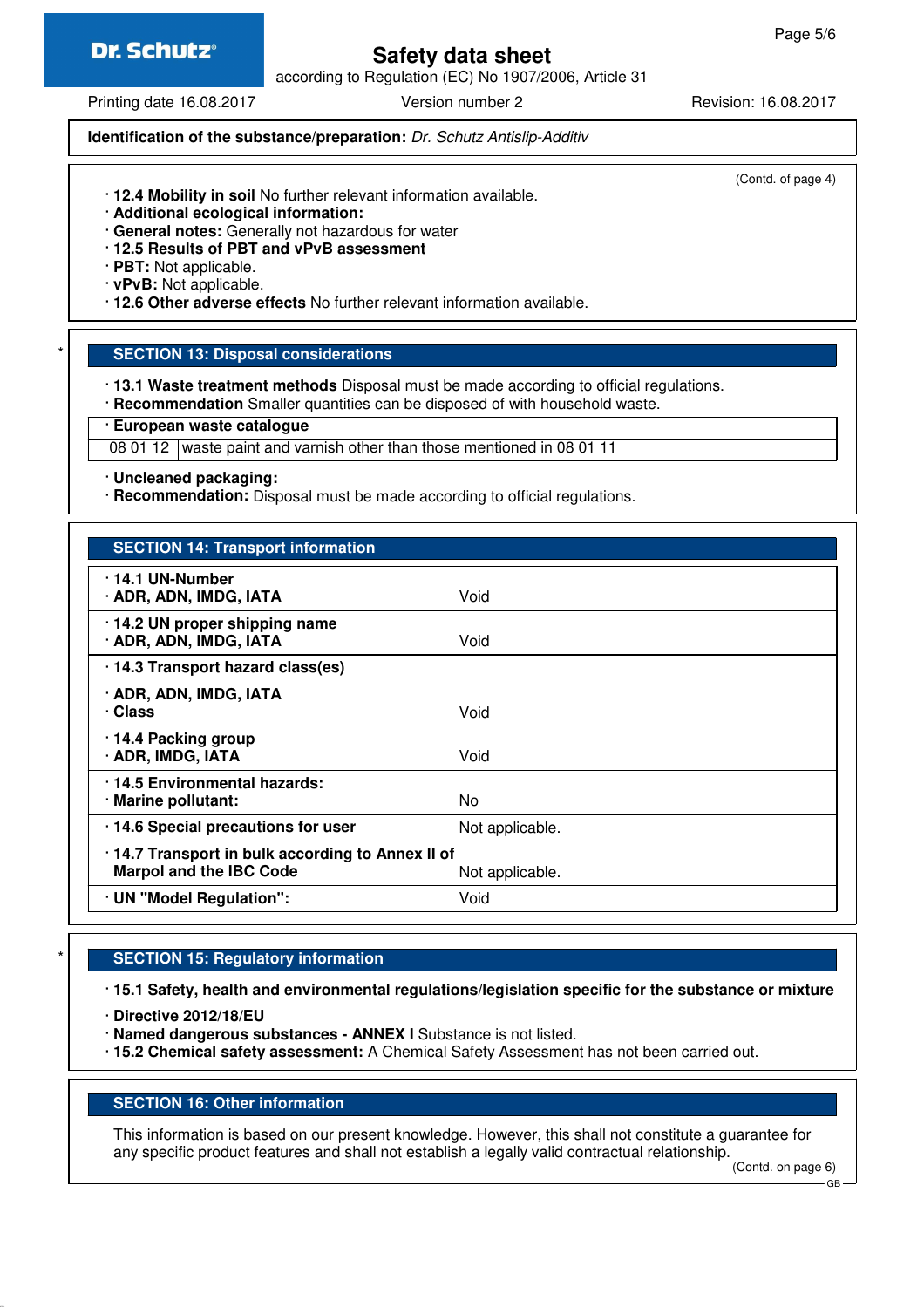**Identification of the substance/preparation:** *Dr. Schutz Antislip-Additiv*

(Contd. of page 4)

· **12.4 Mobility in soil** No further relevant information available.
· **Additional ecological information:**
· **General notes:** Generally not hazardous for water
· **12.5 Results of PBT and vPvB assessment**
· **PBT:** Not applicable.
· **vPvB:** Not applicable.
· **12.6 Other adverse effects** No further relevant information available.

## SECTION 13: Disposal considerations

· **13.1 Waste treatment methods** Disposal must be made according to official regulations.
· **Recommendation** Smaller quantities can be disposed of with household waste.

| · **European waste catalogue** | |
|---|---|
| 08 01 12 | waste paint and varnish other than those mentioned in 08 01 11 |

· **Uncleaned packaging:**
· **Recommendation:** Disposal must be made according to official regulations.

## SECTION 14: Transport information

| | |
|---|---|
| · **14.1 UN-Number**<br>· **ADR, ADN, IMDG, IATA** | Void |
| · **14.2 UN proper shipping name**<br>· **ADR, ADN, IMDG, IATA** | Void |
| · **14.3 Transport hazard class(es)** | |
| · **ADR, ADN, IMDG, IATA**<br>· **Class** | Void |
| · **14.4 Packing group**<br>· **ADR, IMDG, IATA** | Void |
| · **14.5 Environmental hazards:**<br>· **Marine pollutant:** | No |
| · **14.6 Special precautions for user** | Not applicable. |
| · **14.7 Transport in bulk according to Annex II of Marpol and the IBC Code** | Not applicable. |
| · **UN "Model Regulation":** | Void |

## SECTION 15: Regulatory information

· **15.1 Safety, health and environmental regulations/legislation specific for the substance or mixture**
· **Directive 2012/18/EU**
· **Named dangerous substances - ANNEX I** Substance is not listed.
· **15.2 Chemical safety assessment:** A Chemical Safety Assessment has not been carried out.

## SECTION 16: Other information

This information is based on our present knowledge. However, this shall not constitute a guarantee for any specific product features and shall not establish a legally valid contractual relationship.

(Contd. on page 6)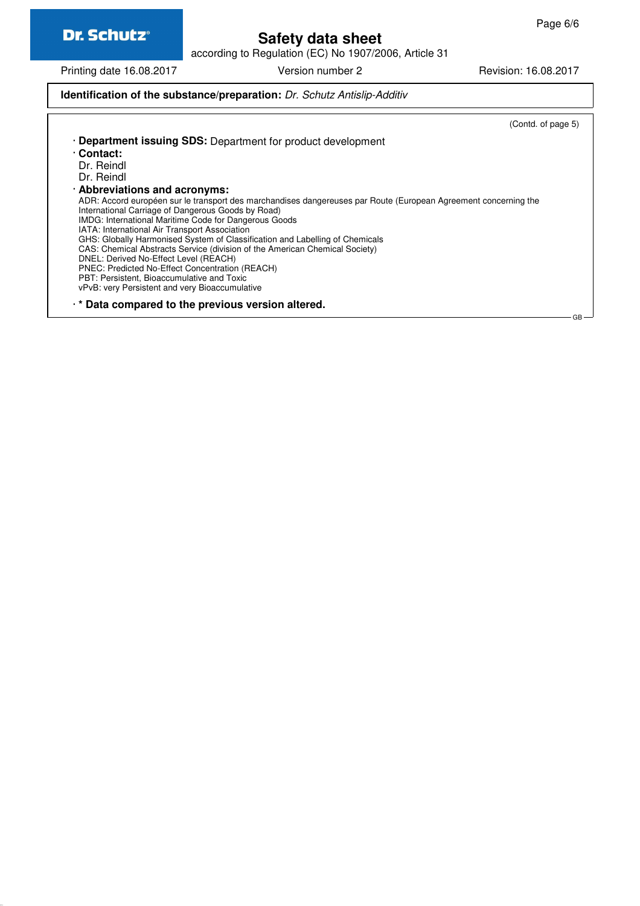**Identification of the substance/preparation:** *Dr. Schutz Antislip-Additiv*

(Contd. of page 5)

· **Department issuing SDS:** Department for product development

· **Contact:**
Dr. Reindl
Dr. Reindl

· **Abbreviations and acronyms:**
ADR: Accord européen sur le transport des marchandises dangereuses par Route (European Agreement concerning the International Carriage of Dangerous Goods by Road)
IMDG: International Maritime Code for Dangerous Goods
IATA: International Air Transport Association
GHS: Globally Harmonised System of Classification and Labelling of Chemicals
CAS: Chemical Abstracts Service (division of the American Chemical Society)
DNEL: Derived No-Effect Level (REACH)
PNEC: Predicted No-Effect Concentration (REACH)
PBT: Persistent, Bioaccumulative and Toxic
vPvB: very Persistent and very Bioaccumulative

· **\* Data compared to the previous version altered.**